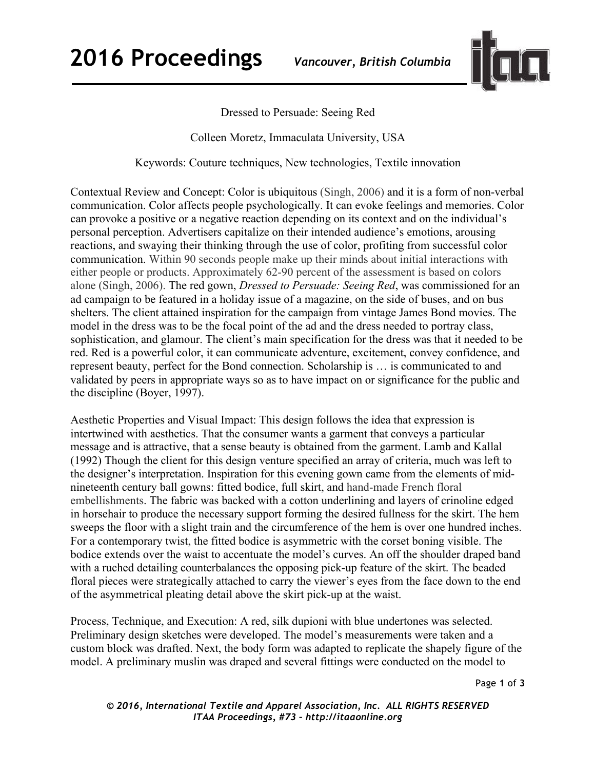# Dressed to Persuade: Seeing Red

Colleen Moretz, Immaculata University, USA

Keywords: Couture techniques, New technologies, Textile innovation

Contextual Review and Concept: Color is ubiquitous (Singh, 2006) and it is a form of non-verbal communication. Color affects people psychologically. It can evoke feelings and memories. Color can provoke a positive or a negative reaction depending on its context and on the individual's personal perception. Advertisers capitalize on their intended audience's emotions, arousing reactions, and swaying their thinking through the use of color, profiting from successful color communication. Within 90 seconds people make up their minds about initial interactions with either people or products. Approximately 62-90 percent of the assessment is based on colors alone (Singh, 2006). The red gown, *Dressed to Persuade: Seeing Red*, was commissioned for an ad campaign to be featured in a holiday issue of a magazine, on the side of buses, and on bus shelters. The client attained inspiration for the campaign from vintage James Bond movies. The model in the dress was to be the focal point of the ad and the dress needed to portray class, sophistication, and glamour. The client's main specification for the dress was that it needed to be red. Red is a powerful color, it can communicate adventure, excitement, convey confidence, and represent beauty, perfect for the Bond connection. Scholarship is … is communicated to and validated by peers in appropriate ways so as to have impact on or significance for the public and the discipline (Boyer, 1997).

Aesthetic Properties and Visual Impact: This design follows the idea that expression is intertwined with aesthetics. That the consumer wants a garment that conveys a particular message and is attractive, that a sense beauty is obtained from the garment. Lamb and Kallal (1992) Though the client for this design venture specified an array of criteria, much was left to the designer's interpretation. Inspiration for this evening gown came from the elements of mid-nineteenth century ball gowns: fitted bodice, full skirt, and hand-made French floral embellishments. The fabric was backed with a cotton underlining and layers of crinoline edged in horsehair to produce the necessary support forming the desired fullness for the skirt. The hem sweeps the floor with a slight train and the circumference of the hem is over one hundred inches. For a contemporary twist, the fitted bodice is asymmetric with the corset boning visible. The bodice extends over the waist to accentuate the model's curves. An off the shoulder draped band with a ruched detailing counterbalances the opposing pick-up feature of the skirt. The beaded floral pieces were strategically attached to carry the viewer's eyes from the face down to the end of the asymmetrical pleating detail above the skirt pick-up at the waist.

Process, Technique, and Execution: A red, silk dupioni with blue undertones was selected. Preliminary design sketches were developed. The model's measurements were taken and a custom block was drafted. Next, the body form was adapted to replicate the shapely figure of the model. A preliminary muslin was draped and several fittings were conducted on the model to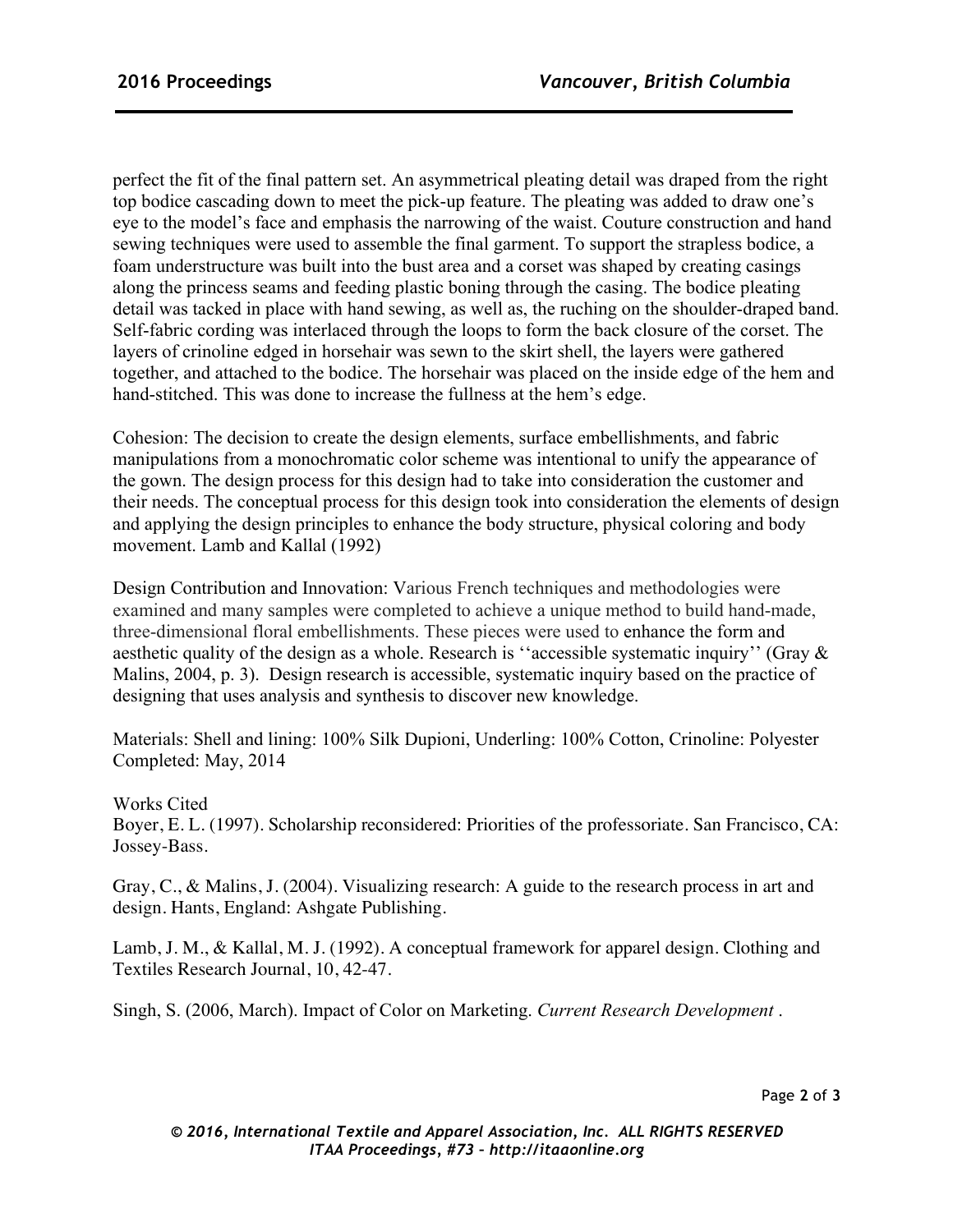perfect the fit of the final pattern set. An asymmetrical pleating detail was draped from the right top bodice cascading down to meet the pick-up feature. The pleating was added to draw one's eye to the model's face and emphasis the narrowing of the waist. Couture construction and hand sewing techniques were used to assemble the final garment. To support the strapless bodice, a foam understructure was built into the bust area and a corset was shaped by creating casings along the princess seams and feeding plastic boning through the casing. The bodice pleating detail was tacked in place with hand sewing, as well as, the ruching on the shoulder-draped band. Self-fabric cording was interlaced through the loops to form the back closure of the corset. The layers of crinoline edged in horsehair was sewn to the skirt shell, the layers were gathered together, and attached to the bodice. The horsehair was placed on the inside edge of the hem and hand-stitched. This was done to increase the fullness at the hem's edge.

Cohesion: The decision to create the design elements, surface embellishments, and fabric manipulations from a monochromatic color scheme was intentional to unify the appearance of the gown. The design process for this design had to take into consideration the customer and their needs. The conceptual process for this design took into consideration the elements of design and applying the design principles to enhance the body structure, physical coloring and body movement. Lamb and Kallal (1992)

Design Contribution and Innovation: Various French techniques and methodologies were examined and many samples were completed to achieve a unique method to build hand-made, three-dimensional floral embellishments. These pieces were used to enhance the form and aesthetic quality of the design as a whole. Research is ''accessible systematic inquiry'' (Gray & Malins, 2004, p. 3). Design research is accessible, systematic inquiry based on the practice of designing that uses analysis and synthesis to discover new knowledge.

Materials: Shell and lining: 100% Silk Dupioni, Underling: 100% Cotton, Crinoline: Polyester
Completed: May, 2014

Works Cited

Boyer, E. L. (1997). Scholarship reconsidered: Priorities of the professoriate. San Francisco, CA: Jossey-Bass.

Gray, C., & Malins, J. (2004). Visualizing research: A guide to the research process in art and design. Hants, England: Ashgate Publishing.

Lamb, J. M., & Kallal, M. J. (1992). A conceptual framework for apparel design. Clothing and Textiles Research Journal, 10, 42-47.

Singh, S. (2006, March). Impact of Color on Marketing. *Current Research Development* .